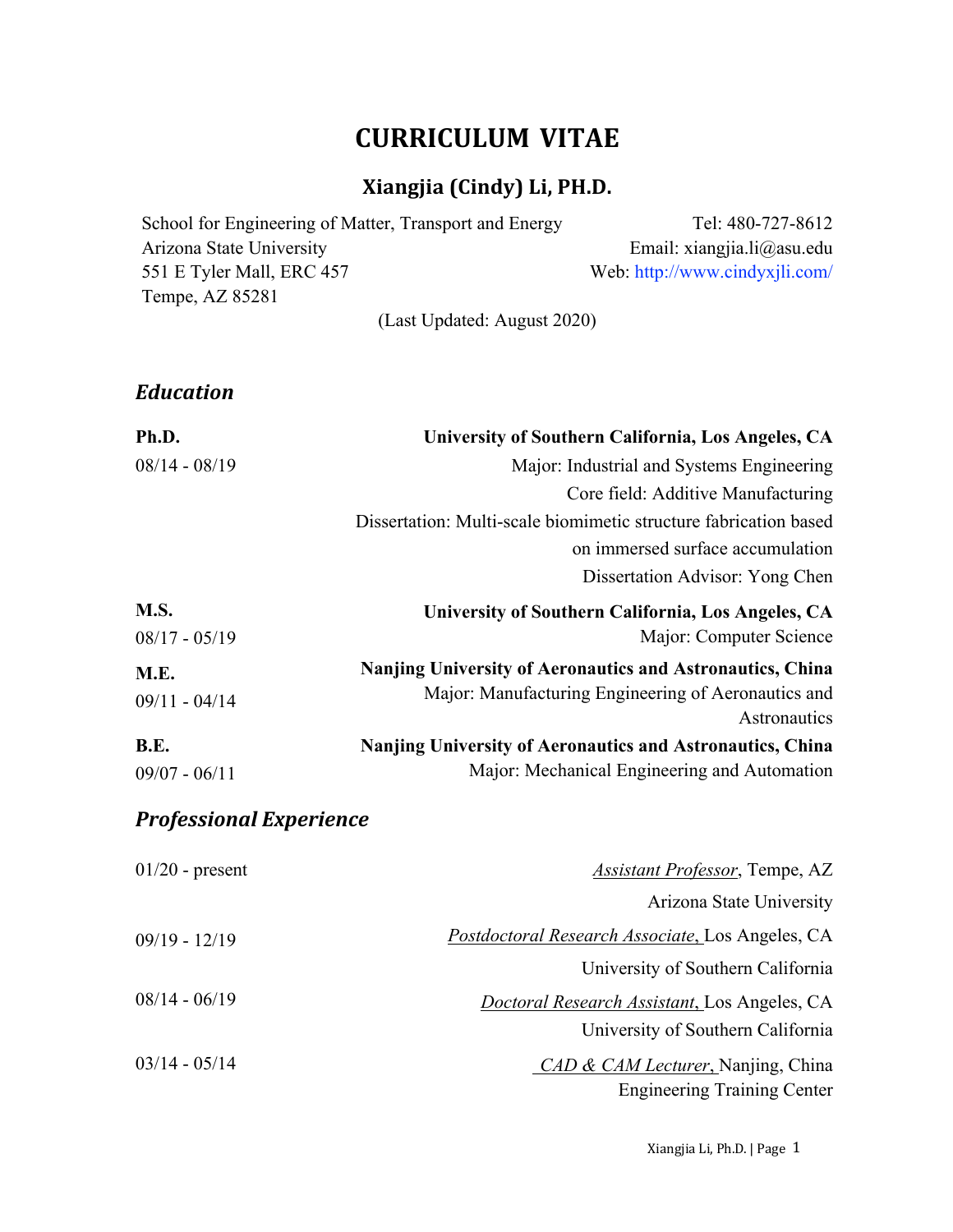# CURRICULUM VITAE

## Xiangjia (Cindy) Li, PH.D.

School for Engineering of Matter, Transport and Energy
Arizona State University
551 E Tyler Mall, ERC 457
Tempe, AZ 85281

Tel: 480-727-8612
Email: xiangjia.li@asu.edu
Web: http://www.cindyxjli.com/

(Last Updated: August 2020)

## *Education*

**Ph.D.** — **University of Southern California, Los Angeles, CA**
08/14 - 08/19
Major: Industrial and Systems Engineering
Core field: Additive Manufacturing
Dissertation: Multi-scale biomimetic structure fabrication based on immersed surface accumulation
Dissertation Advisor: Yong Chen

**M.S.** — **University of Southern California, Los Angeles, CA**
08/17 - 05/19
Major: Computer Science

**M.E.** — **Nanjing University of Aeronautics and Astronautics, China**
09/11 - 04/14
Major: Manufacturing Engineering of Aeronautics and Astronautics

**B.E.** — **Nanjing University of Aeronautics and Astronautics, China**
09/07 - 06/11
Major: Mechanical Engineering and Automation

## *Professional Experience*

01/20 - present — *Assistant Professor*, Tempe, AZ
Arizona State University

09/19 - 12/19 — *Postdoctoral Research Associate*, Los Angeles, CA
University of Southern California

08/14 - 06/19 — *Doctoral Research Assistant*, Los Angeles, CA
University of Southern California

03/14 - 05/14 — *CAD & CAM Lecturer*, Nanjing, China
Engineering Training Center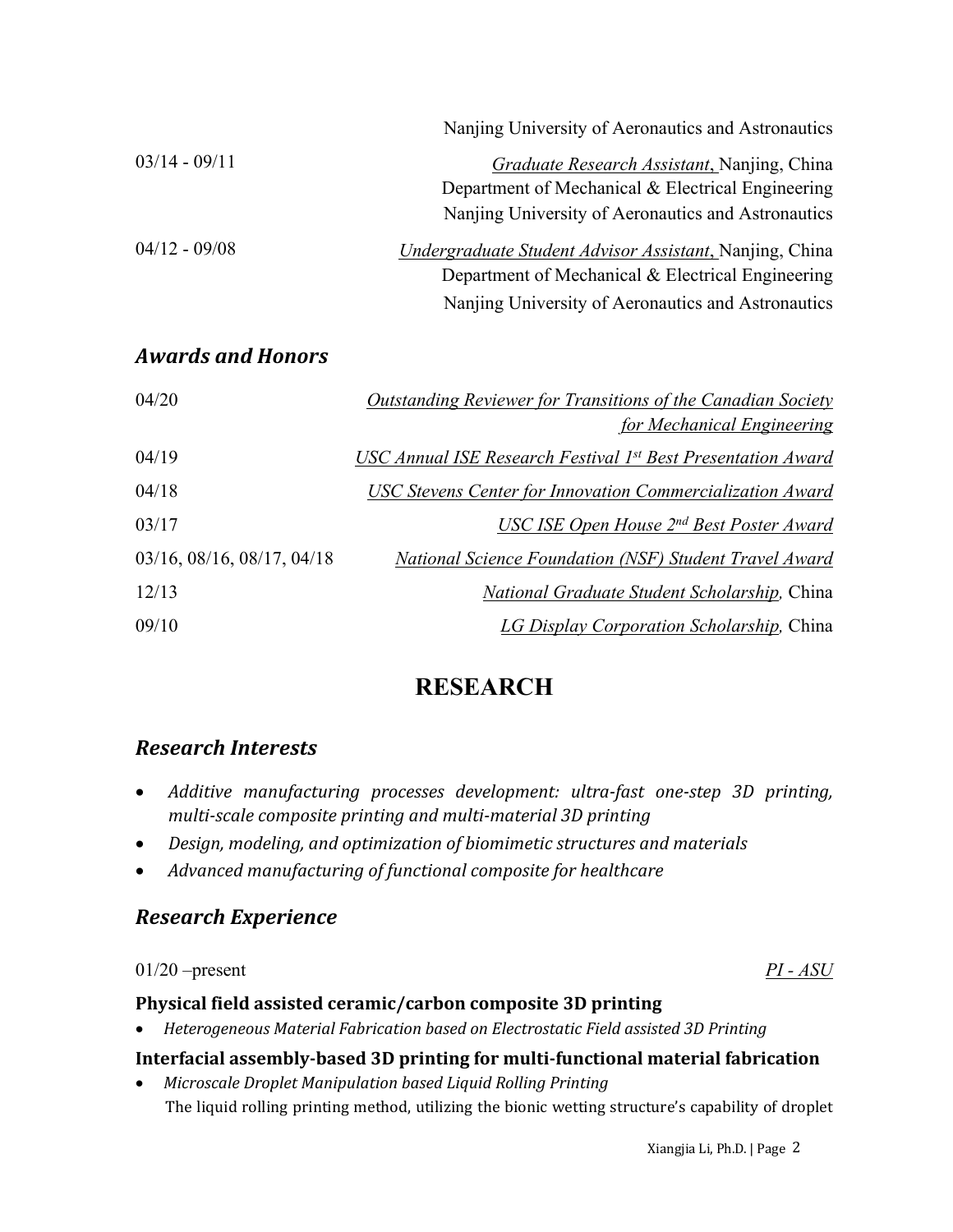Nanjing University of Aeronautics and Astronautics

03/14 - 09/11 — *Graduate Research Assistant*, Nanjing, China
Department of Mechanical & Electrical Engineering
Nanjing University of Aeronautics and Astronautics

04/12 - 09/08 — *Undergraduate Student Advisor Assistant*, Nanjing, China
Department of Mechanical & Electrical Engineering
Nanjing University of Aeronautics and Astronautics

## *Awards and Honors*

| | |
|---|---|
| 04/20 | *Outstanding Reviewer for Transitions of the Canadian Society for Mechanical Engineering* |
| 04/19 | *USC Annual ISE Research Festival 1st Best Presentation Award* |
| 04/18 | *USC Stevens Center for Innovation Commercialization Award* |
| 03/17 | *USC ISE Open House 2nd Best Poster Award* |
| 03/16, 08/16, 08/17, 04/18 | *National Science Foundation (NSF) Student Travel Award* |
| 12/13 | *National Graduate Student Scholarship*, China |
| 09/10 | *LG Display Corporation Scholarship*, China |

# RESEARCH

## *Research Interests*

- *Additive manufacturing processes development: ultra-fast one-step 3D printing, multi-scale composite printing and multi-material 3D printing*
- *Design, modeling, and optimization of biomimetic structures and materials*
- *Advanced manufacturing of functional composite for healthcare*

## *Research Experience*

01/20 –present — *PI - ASU*

### Physical field assisted ceramic/carbon composite 3D printing

- *Heterogeneous Material Fabrication based on Electrostatic Field assisted 3D Printing*

### Interfacial assembly-based 3D printing for multi-functional material fabrication

- *Microscale Droplet Manipulation based Liquid Rolling Printing*
  The liquid rolling printing method, utilizing the bionic wetting structure's capability of droplet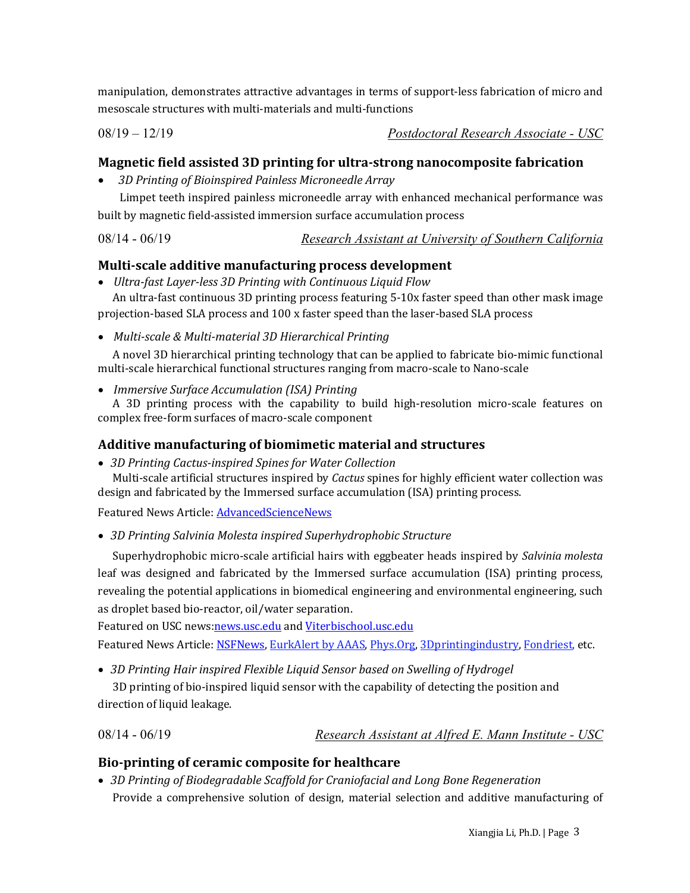manipulation, demonstrates attractive advantages in terms of support-less fabrication of micro and mesoscale structures with multi-materials and multi-functions

08/19 – 12/19 *Postdoctoral Research Associate - USC*

### Magnetic field assisted 3D printing for ultra-strong nanocomposite fabrication

- *3D Printing of Bioinspired Painless Microneedle Array*

  Limpet teeth inspired painless microneedle array with enhanced mechanical performance was built by magnetic field-assisted immersion surface accumulation process

08/14 - 06/19 *Research Assistant at University of Southern California*

### Multi-scale additive manufacturing process development

- *Ultra-fast Layer-less 3D Printing with Continuous Liquid Flow*

  An ultra-fast continuous 3D printing process featuring 5-10x faster speed than other mask image projection-based SLA process and 100 x faster speed than the laser-based SLA process

- *Multi-scale & Multi-material 3D Hierarchical Printing*

  A novel 3D hierarchical printing technology that can be applied to fabricate bio-mimic functional multi-scale hierarchical functional structures ranging from macro-scale to Nano-scale

- *Immersive Surface Accumulation (ISA) Printing*

  A 3D printing process with the capability to build high-resolution micro-scale features on complex free-form surfaces of macro-scale component

### Additive manufacturing of biomimetic material and structures

- *3D Printing Cactus-inspired Spines for Water Collection*

  Multi-scale artificial structures inspired by *Cactus* spines for highly efficient water collection was design and fabricated by the Immersed surface accumulation (ISA) printing process.

  Featured News Article: AdvancedScienceNews

- *3D Printing Salvinia Molesta inspired Superhydrophobic Structure*

  Superhydrophobic micro-scale artificial hairs with eggbeater heads inspired by *Salvinia molesta* leaf was designed and fabricated by the Immersed surface accumulation (ISA) printing process, revealing the potential applications in biomedical engineering and environmental engineering, such as droplet based bio-reactor, oil/water separation.

  Featured on USC news:news.usc.edu and Viterbischool.usc.edu

  Featured News Article: NSFNews, EurkAlert by AAAS, Phys.Org, 3Dprintingindustry, Fondriest, etc.

- *3D Printing Hair inspired Flexible Liquid Sensor based on Swelling of Hydrogel*

  3D printing of bio-inspired liquid sensor with the capability of detecting the position and direction of liquid leakage.

08/14 - 06/19 *Research Assistant at Alfred E. Mann Institute - USC*

### Bio-printing of ceramic composite for healthcare

- *3D Printing of Biodegradable Scaffold for Craniofacial and Long Bone Regeneration*

  Provide a comprehensive solution of design, material selection and additive manufacturing of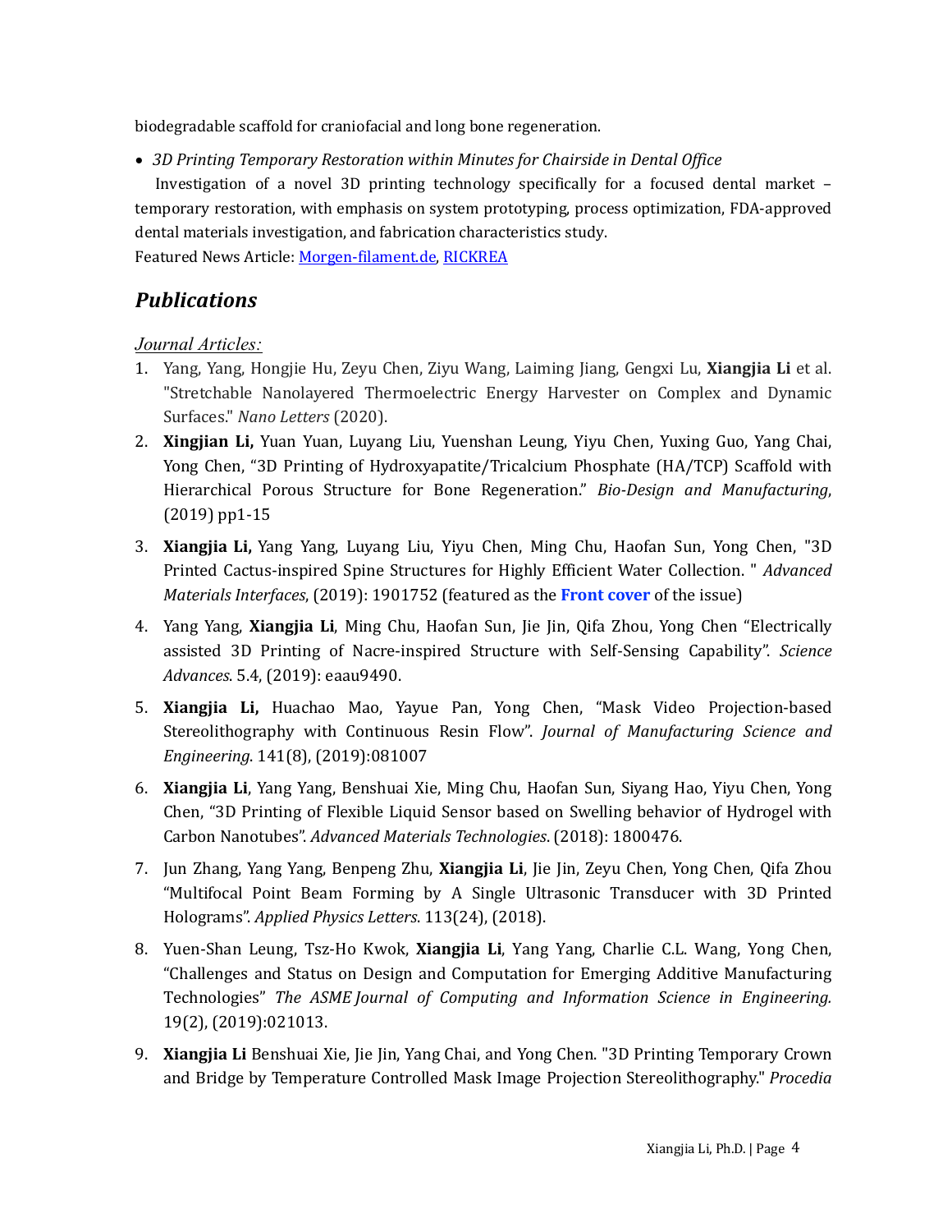biodegradable scaffold for craniofacial and long bone regeneration.

- *3D Printing Temporary Restoration within Minutes for Chairside in Dental Office*

Investigation of a novel 3D printing technology specifically for a focused dental market – temporary restoration, with emphasis on system prototyping, process optimization, FDA-approved dental materials investigation, and fabrication characteristics study.
Featured News Article: Morgen-filament.de, RICKREA

## *Publications*

*Journal Articles:*

1. Yang, Yang, Hongjie Hu, Zeyu Chen, Ziyu Wang, Laiming Jiang, Gengxi Lu, **Xiangjia Li** et al. "Stretchable Nanolayered Thermoelectric Energy Harvester on Complex and Dynamic Surfaces." *Nano Letters* (2020).
2. **Xingjian Li,** Yuan Yuan, Luyang Liu, Yuenshan Leung, Yiyu Chen, Yuxing Guo, Yang Chai, Yong Chen, "3D Printing of Hydroxyapatite/Tricalcium Phosphate (HA/TCP) Scaffold with Hierarchical Porous Structure for Bone Regeneration." *Bio-Design and Manufacturing*, (2019) pp1-15
3. **Xiangjia Li,** Yang Yang, Luyang Liu, Yiyu Chen, Ming Chu, Haofan Sun, Yong Chen, "3D Printed Cactus-inspired Spine Structures for Highly Efficient Water Collection. " *Advanced Materials Interfaces*, (2019): 1901752 (featured as the **Front cover** of the issue)
4. Yang Yang, **Xiangjia Li**, Ming Chu, Haofan Sun, Jie Jin, Qifa Zhou, Yong Chen "Electrically assisted 3D Printing of Nacre-inspired Structure with Self-Sensing Capability". *Science Advances*. 5.4, (2019): eaau9490.
5. **Xiangjia Li,** Huachao Mao, Yayue Pan, Yong Chen, "Mask Video Projection-based Stereolithography with Continuous Resin Flow". *Journal of Manufacturing Science and Engineering*. 141(8), (2019):081007
6. **Xiangjia Li**, Yang Yang, Benshuai Xie, Ming Chu, Haofan Sun, Siyang Hao, Yiyu Chen, Yong Chen, "3D Printing of Flexible Liquid Sensor based on Swelling behavior of Hydrogel with Carbon Nanotubes". *Advanced Materials Technologies*. (2018): 1800476.
7. Jun Zhang, Yang Yang, Benpeng Zhu, **Xiangjia Li**, Jie Jin, Zeyu Chen, Yong Chen, Qifa Zhou "Multifocal Point Beam Forming by A Single Ultrasonic Transducer with 3D Printed Holograms". *Applied Physics Letters*. 113(24), (2018).
8. Yuen-Shan Leung, Tsz-Ho Kwok, **Xiangjia Li**, Yang Yang, Charlie C.L. Wang, Yong Chen, "Challenges and Status on Design and Computation for Emerging Additive Manufacturing Technologies" *The ASME Journal of Computing and Information Science in Engineering.* 19(2), (2019):021013.
9. **Xiangjia Li** Benshuai Xie, Jie Jin, Yang Chai, and Yong Chen. "3D Printing Temporary Crown and Bridge by Temperature Controlled Mask Image Projection Stereolithography." *Procedia*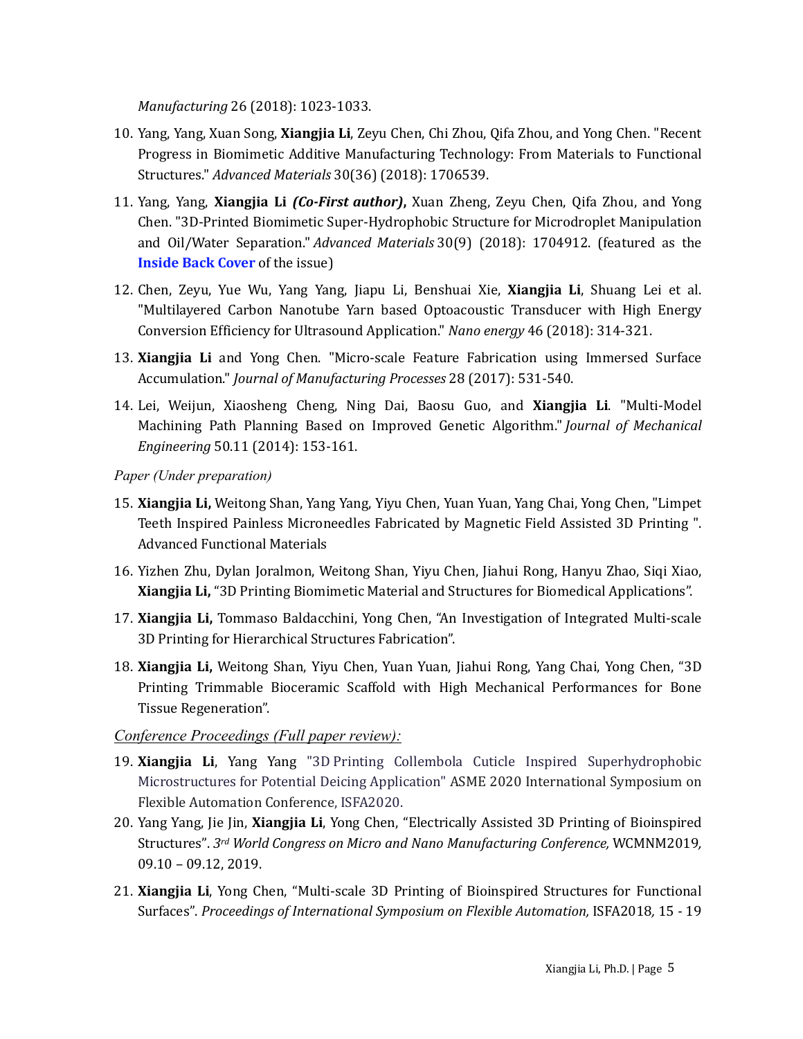*Manufacturing* 26 (2018): 1023-1033.

10. Yang, Yang, Xuan Song, **Xiangjia Li**, Zeyu Chen, Chi Zhou, Qifa Zhou, and Yong Chen. "Recent Progress in Biomimetic Additive Manufacturing Technology: From Materials to Functional Structures." *Advanced Materials* 30(36) (2018): 1706539.

11. Yang, Yang, **Xiangjia Li *(Co-First author)*,** Xuan Zheng, Zeyu Chen, Qifa Zhou, and Yong Chen. "3D-Printed Biomimetic Super-Hydrophobic Structure for Microdroplet Manipulation and Oil/Water Separation." *Advanced Materials* 30(9) (2018): 1704912. (featured as the **Inside Back Cover** of the issue)

12. Chen, Zeyu, Yue Wu, Yang Yang, Jiapu Li, Benshuai Xie, **Xiangjia Li**, Shuang Lei et al. "Multilayered Carbon Nanotube Yarn based Optoacoustic Transducer with High Energy Conversion Efficiency for Ultrasound Application." *Nano energy* 46 (2018): 314-321.

13. **Xiangjia Li** and Yong Chen. "Micro-scale Feature Fabrication using Immersed Surface Accumulation." *Journal of Manufacturing Processes* 28 (2017): 531-540.

14. Lei, Weijun, Xiaosheng Cheng, Ning Dai, Baosu Guo, and **Xiangjia Li**. "Multi-Model Machining Path Planning Based on Improved Genetic Algorithm." *Journal of Mechanical Engineering* 50.11 (2014): 153-161.

*Paper (Under preparation)*

15. **Xiangjia Li,** Weitong Shan, Yang Yang, Yiyu Chen, Yuan Yuan, Yang Chai, Yong Chen, "Limpet Teeth Inspired Painless Microneedles Fabricated by Magnetic Field Assisted 3D Printing ". Advanced Functional Materials

16. Yizhen Zhu, Dylan Joralmon, Weitong Shan, Yiyu Chen, Jiahui Rong, Hanyu Zhao, Siqi Xiao, **Xiangjia Li,** "3D Printing Biomimetic Material and Structures for Biomedical Applications".

17. **Xiangjia Li,** Tommaso Baldacchini, Yong Chen, "An Investigation of Integrated Multi-scale 3D Printing for Hierarchical Structures Fabrication".

18. **Xiangjia Li,** Weitong Shan, Yiyu Chen, Yuan Yuan, Jiahui Rong, Yang Chai, Yong Chen, "3D Printing Trimmable Bioceramic Scaffold with High Mechanical Performances for Bone Tissue Regeneration".

*Conference Proceedings (Full paper review):*

19. **Xiangjia Li**, Yang Yang "3D Printing Collembola Cuticle Inspired Superhydrophobic Microstructures for Potential Deicing Application" ASME 2020 International Symposium on Flexible Automation Conference, ISFA2020.

20. Yang Yang, Jie Jin, **Xiangjia Li**, Yong Chen, "Electrically Assisted 3D Printing of Bioinspired Structures". *3rd World Congress on Micro and Nano Manufacturing Conference,* WCMNM2019*,* 09.10 – 09.12, 2019.

21. **Xiangjia Li**, Yong Chen, "Multi-scale 3D Printing of Bioinspired Structures for Functional Surfaces". *Proceedings of International Symposium on Flexible Automation,* ISFA2018*,* 15 - 19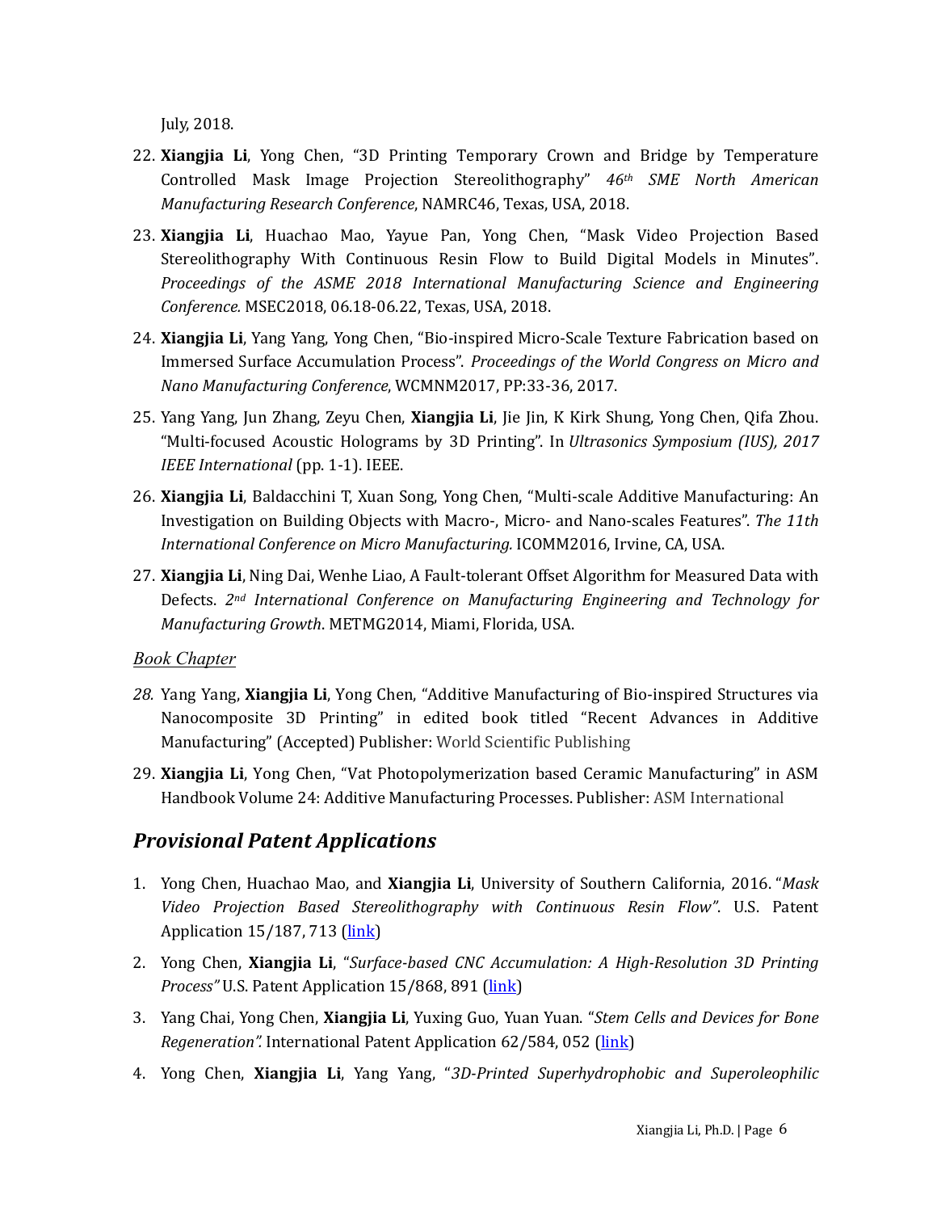July, 2018.

22. **Xiangjia Li**, Yong Chen, "3D Printing Temporary Crown and Bridge by Temperature Controlled Mask Image Projection Stereolithography" *46th SME North American Manufacturing Research Conference*, NAMRC46, Texas, USA, 2018.

23. **Xiangjia Li**, Huachao Mao, Yayue Pan, Yong Chen, "Mask Video Projection Based Stereolithography With Continuous Resin Flow to Build Digital Models in Minutes". *Proceedings of the ASME 2018 International Manufacturing Science and Engineering Conference.* MSEC2018, 06.18-06.22, Texas, USA, 2018.

24. **Xiangjia Li**, Yang Yang, Yong Chen, "Bio-inspired Micro-Scale Texture Fabrication based on Immersed Surface Accumulation Process". *Proceedings of the World Congress on Micro and Nano Manufacturing Conference*, WCMNM2017, PP:33-36, 2017.

25. Yang Yang, Jun Zhang, Zeyu Chen, **Xiangjia Li**, Jie Jin, K Kirk Shung, Yong Chen, Qifa Zhou. "Multi-focused Acoustic Holograms by 3D Printing". In *Ultrasonics Symposium (IUS), 2017 IEEE International* (pp. 1-1). IEEE.

26. **Xiangjia Li**, Baldacchini T, Xuan Song, Yong Chen, "Multi-scale Additive Manufacturing: An Investigation on Building Objects with Macro-, Micro- and Nano-scales Features". *The 11th International Conference on Micro Manufacturing.* ICOMM2016, Irvine, CA, USA.

27. **Xiangjia Li**, Ning Dai, Wenhe Liao, A Fault-tolerant Offset Algorithm for Measured Data with Defects. *2nd International Conference on Manufacturing Engineering and Technology for Manufacturing Growth*. METMG2014, Miami, Florida, USA.

*Book Chapter*

28. Yang Yang, **Xiangjia Li**, Yong Chen, "Additive Manufacturing of Bio-inspired Structures via Nanocomposite 3D Printing" in edited book titled "Recent Advances in Additive Manufacturing" (Accepted) Publisher: World Scientific Publishing

29. **Xiangjia Li**, Yong Chen, "Vat Photopolymerization based Ceramic Manufacturing" in ASM Handbook Volume 24: Additive Manufacturing Processes. Publisher: ASM International

## *Provisional Patent Applications*

1. Yong Chen, Huachao Mao, and **Xiangjia Li**, University of Southern California, 2016. "*Mask Video Projection Based Stereolithography with Continuous Resin Flow"*. U.S. Patent Application 15/187, 713 (link)

2. Yong Chen, **Xiangjia Li**, "*Surface-based CNC Accumulation: A High-Resolution 3D Printing Process"* U.S. Patent Application 15/868, 891 (link)

3. Yang Chai, Yong Chen, **Xiangjia Li**, Yuxing Guo, Yuan Yuan. "*Stem Cells and Devices for Bone Regeneration".* International Patent Application 62/584, 052 (link)

4. Yong Chen, **Xiangjia Li**, Yang Yang, "*3D-Printed Superhydrophobic and Superoleophilic*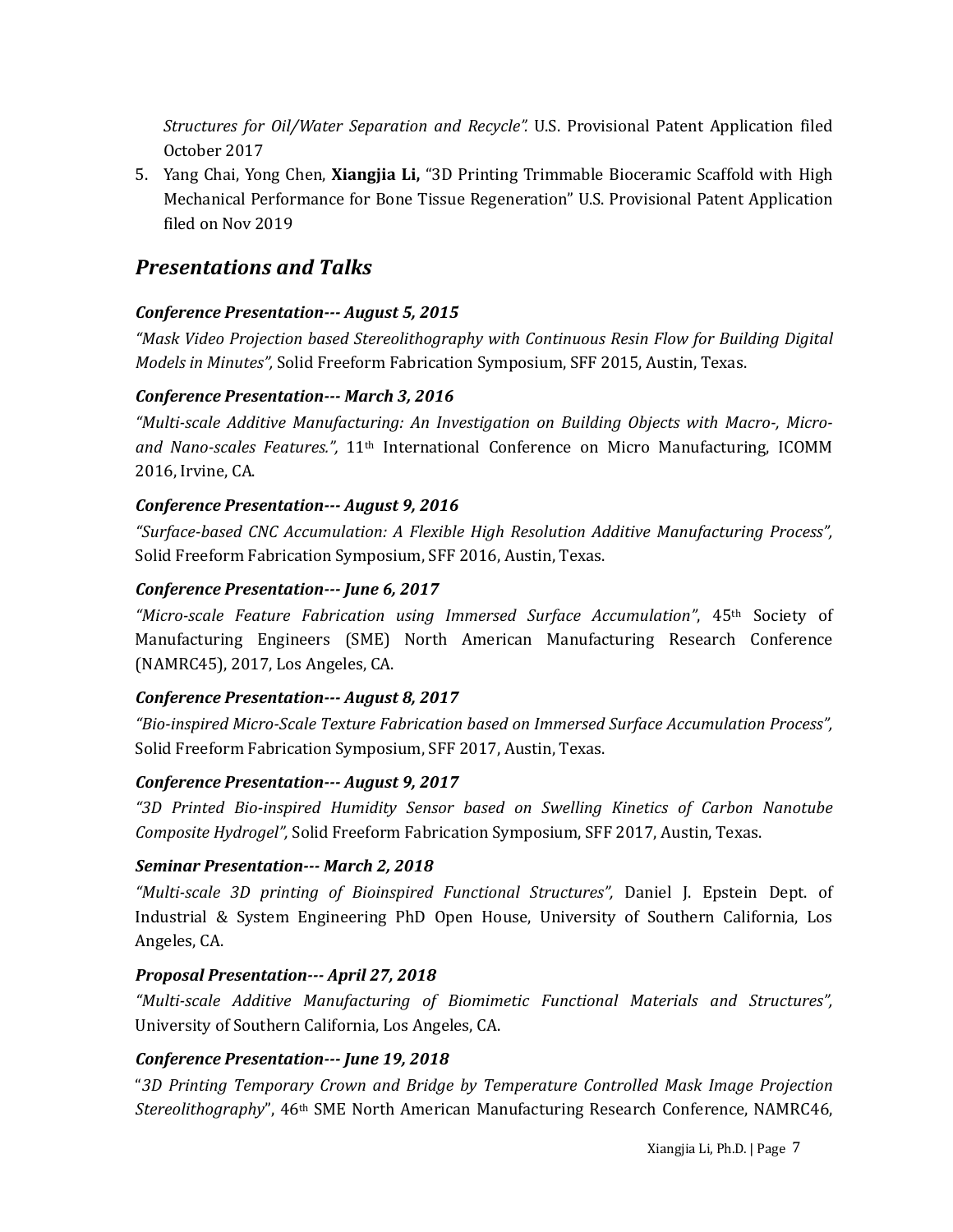*Structures for Oil/Water Separation and Recycle".* U.S. Provisional Patent Application filed October 2017

5. Yang Chai, Yong Chen, **Xiangjia Li,** "3D Printing Trimmable Bioceramic Scaffold with High Mechanical Performance for Bone Tissue Regeneration" U.S. Provisional Patent Application filed on Nov 2019

## *Presentations and Talks*

***Conference Presentation--- August 5, 2015***

*"Mask Video Projection based Stereolithography with Continuous Resin Flow for Building Digital Models in Minutes",* Solid Freeform Fabrication Symposium, SFF 2015, Austin, Texas.

***Conference Presentation--- March 3, 2016***

*"Multi-scale Additive Manufacturing: An Investigation on Building Objects with Macro-, Micro- and Nano-scales Features.",* 11th International Conference on Micro Manufacturing, ICOMM 2016, Irvine, CA.

***Conference Presentation--- August 9, 2016***

*"Surface-based CNC Accumulation: A Flexible High Resolution Additive Manufacturing Process",* Solid Freeform Fabrication Symposium, SFF 2016, Austin, Texas.

***Conference Presentation--- June 6, 2017***

*"Micro-scale Feature Fabrication using Immersed Surface Accumulation"*, 45th Society of Manufacturing Engineers (SME) North American Manufacturing Research Conference (NAMRC45), 2017, Los Angeles, CA.

***Conference Presentation--- August 8, 2017***

*"Bio-inspired Micro-Scale Texture Fabrication based on Immersed Surface Accumulation Process",* Solid Freeform Fabrication Symposium, SFF 2017, Austin, Texas.

***Conference Presentation--- August 9, 2017***

*"3D Printed Bio-inspired Humidity Sensor based on Swelling Kinetics of Carbon Nanotube Composite Hydrogel",* Solid Freeform Fabrication Symposium, SFF 2017, Austin, Texas.

***Seminar Presentation--- March 2, 2018***

*"Multi-scale 3D printing of Bioinspired Functional Structures",* Daniel J. Epstein Dept. of Industrial & System Engineering PhD Open House, University of Southern California, Los Angeles, CA.

***Proposal Presentation--- April 27, 2018***

*"Multi-scale Additive Manufacturing of Biomimetic Functional Materials and Structures",* University of Southern California, Los Angeles, CA.

***Conference Presentation--- June 19, 2018***

"*3D Printing Temporary Crown and Bridge by Temperature Controlled Mask Image Projection Stereolithography*", 46th SME North American Manufacturing Research Conference, NAMRC46,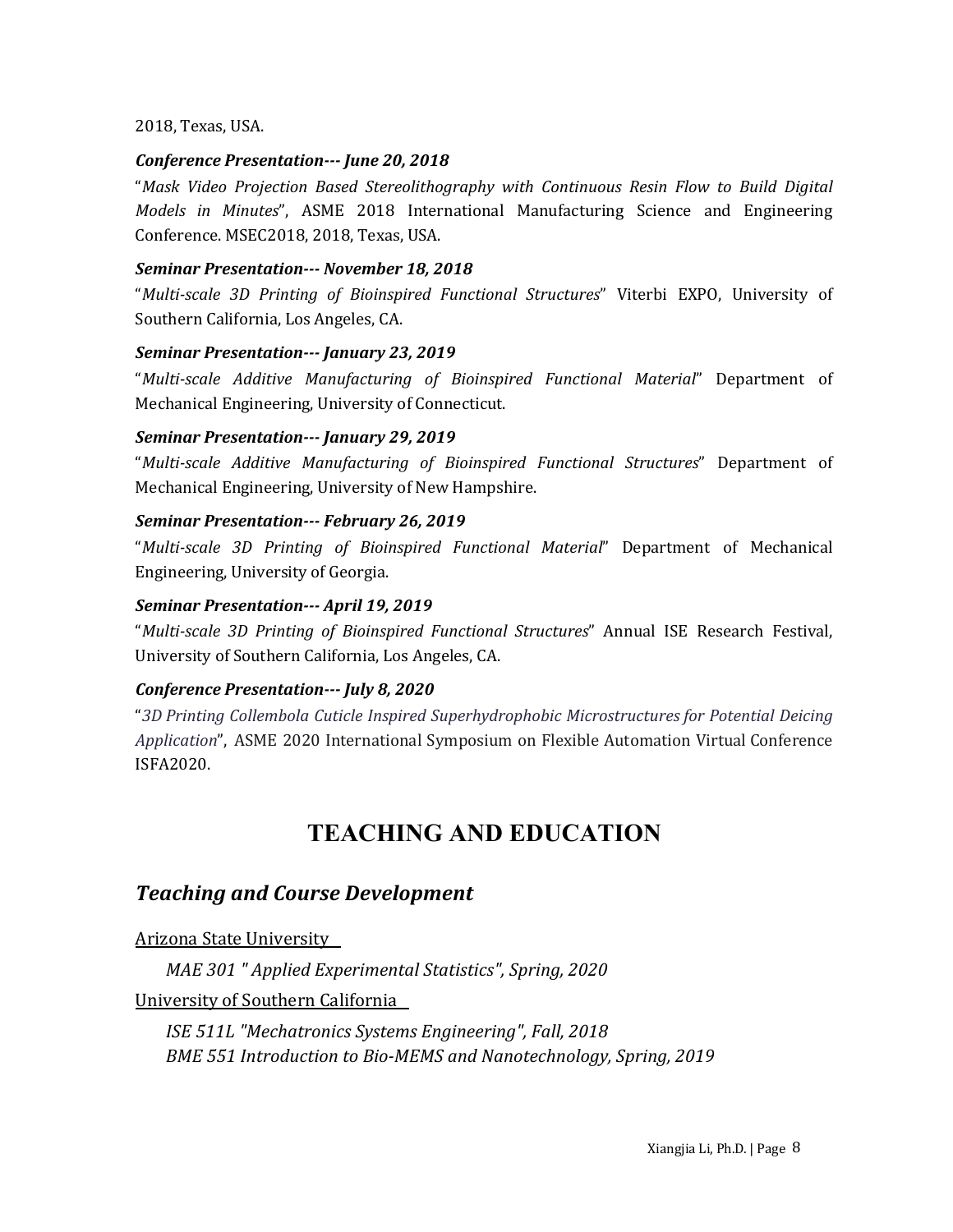2018, Texas, USA.

***Conference Presentation--- June 20, 2018***

"*Mask Video Projection Based Stereolithography with Continuous Resin Flow to Build Digital Models in Minutes*", ASME 2018 International Manufacturing Science and Engineering Conference. MSEC2018, 2018, Texas, USA.

***Seminar Presentation--- November 18, 2018***

"*Multi-scale 3D Printing of Bioinspired Functional Structures*" Viterbi EXPO, University of Southern California, Los Angeles, CA.

***Seminar Presentation--- January 23, 2019***

"*Multi-scale Additive Manufacturing of Bioinspired Functional Material*" Department of Mechanical Engineering, University of Connecticut.

***Seminar Presentation--- January 29, 2019***

"*Multi-scale Additive Manufacturing of Bioinspired Functional Structures*" Department of Mechanical Engineering, University of New Hampshire.

***Seminar Presentation--- February 26, 2019***

"*Multi-scale 3D Printing of Bioinspired Functional Material*" Department of Mechanical Engineering, University of Georgia.

***Seminar Presentation--- April 19, 2019***

"*Multi-scale 3D Printing of Bioinspired Functional Structures*" Annual ISE Research Festival, University of Southern California, Los Angeles, CA.

***Conference Presentation--- July 8, 2020***

"*3D Printing Collembola Cuticle Inspired Superhydrophobic Microstructures for Potential Deicing Application*", ASME 2020 International Symposium on Flexible Automation Virtual Conference ISFA2020.

# TEACHING AND EDUCATION

## *Teaching and Course Development*

Arizona State University

*MAE 301 " Applied Experimental Statistics", Spring, 2020*

University of Southern California

*ISE 511L "Mechatronics Systems Engineering", Fall, 2018*
*BME 551 Introduction to Bio-MEMS and Nanotechnology, Spring, 2019*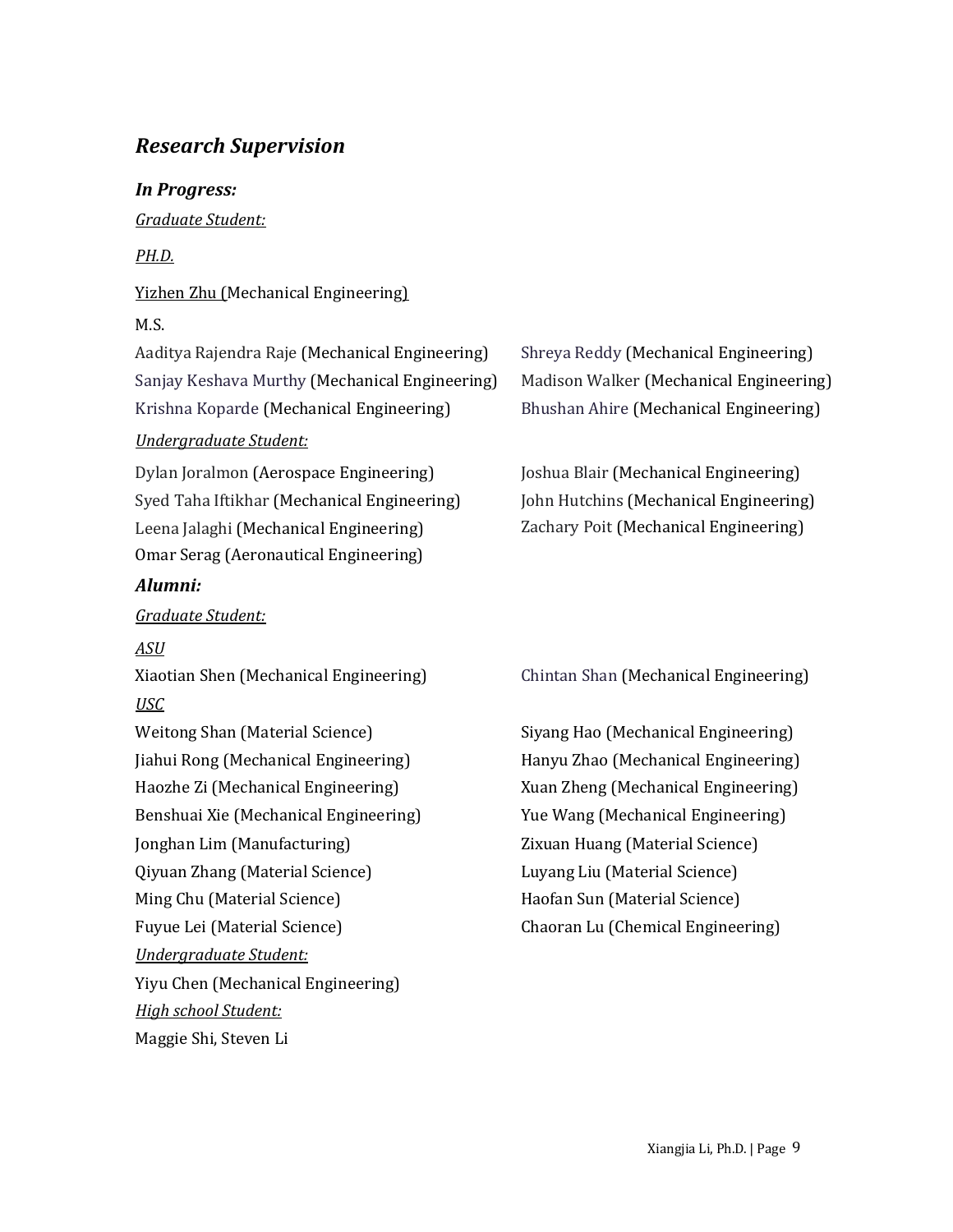## *Research Supervision*

### *In Progress:*

*Graduate Student:*

*PH.D.*

Yizhen Zhu (Mechanical Engineering)

M.S.

Aaditya Rajendra Raje (Mechanical Engineering)
Sanjay Keshava Murthy (Mechanical Engineering)
Krishna Koparde (Mechanical Engineering)
Shreya Reddy (Mechanical Engineering)
Madison Walker (Mechanical Engineering)
Bhushan Ahire (Mechanical Engineering)

*Undergraduate Student:*

Dylan Joralmon (Aerospace Engineering)
Syed Taha Iftikhar (Mechanical Engineering)
Leena Jalaghi (Mechanical Engineering)
Omar Serag (Aeronautical Engineering)
Joshua Blair (Mechanical Engineering)
John Hutchins (Mechanical Engineering)
Zachary Poit (Mechanical Engineering)

### *Alumni:*

*Graduate Student:*

*ASU*

Xiaotian Shen (Mechanical Engineering)
Chintan Shan (Mechanical Engineering)

*USC*

Weitong Shan (Material Science)
Jiahui Rong (Mechanical Engineering)
Haozhe Zi (Mechanical Engineering)
Benshuai Xie (Mechanical Engineering)
Jonghan Lim (Manufacturing)
Qiyuan Zhang (Material Science)
Ming Chu (Material Science)
Fuyue Lei (Material Science)
Siyang Hao (Mechanical Engineering)
Hanyu Zhao (Mechanical Engineering)
Xuan Zheng (Mechanical Engineering)
Yue Wang (Mechanical Engineering)
Zixuan Huang (Material Science)
Luyang Liu (Material Science)
Haofan Sun (Material Science)
Chaoran Lu (Chemical Engineering)

*Undergraduate Student:*

Yiyu Chen (Mechanical Engineering)

*High school Student:*

Maggie Shi, Steven Li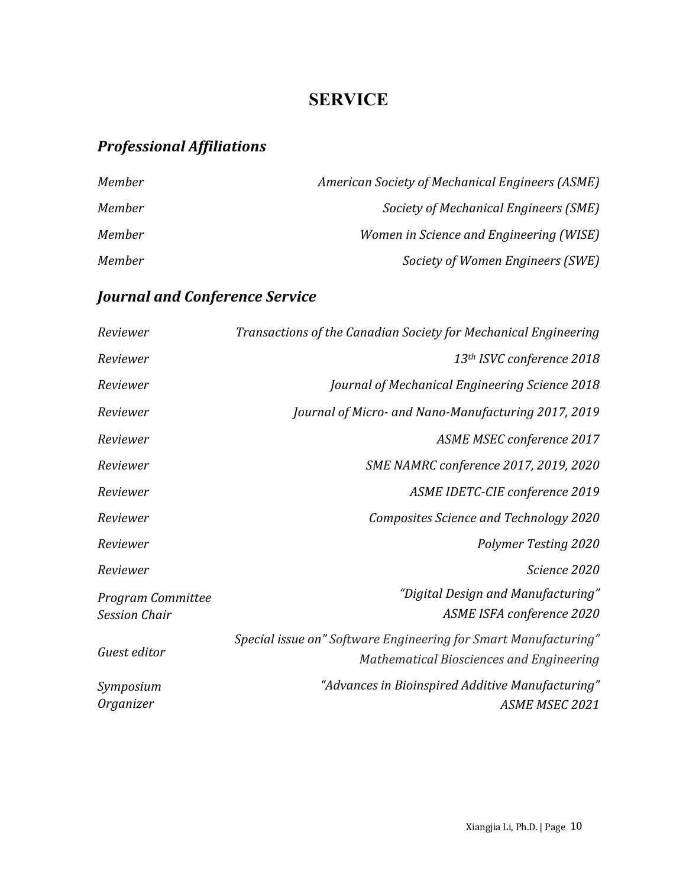# SERVICE

## *Professional Affiliations*

| | |
|---|---|
| *Member* | *American Society of Mechanical Engineers (ASME)* |
| *Member* | *Society of Mechanical Engineers (SME)* |
| *Member* | *Women in Science and Engineering (WISE)* |
| *Member* | *Society of Women Engineers (SWE)* |

## *Journal and Conference Service*

| | |
|---|---|
| *Reviewer* | *Transactions of the Canadian Society for Mechanical Engineering* |
| *Reviewer* | *13th ISVC conference 2018* |
| *Reviewer* | *Journal of Mechanical Engineering Science 2018* |
| *Reviewer* | *Journal of Micro- and Nano-Manufacturing 2017, 2019* |
| *Reviewer* | *ASME MSEC conference 2017* |
| *Reviewer* | *SME NAMRC conference 2017, 2019, 2020* |
| *Reviewer* | *ASME IDETC-CIE conference 2019* |
| *Reviewer* | *Composites Science and Technology 2020* |
| *Reviewer* | *Polymer Testing 2020* |
| *Reviewer* | *Science 2020* |
| *Program Committee Session Chair* | *"Digital Design and Manufacturing" ASME ISFA conference 2020* |
| *Guest editor* | *Special issue on" Software Engineering for Smart Manufacturing" Mathematical Biosciences and Engineering* |
| *Symposium Organizer* | *"Advances in Bioinspired Additive Manufacturing" ASME MSEC 2021* |